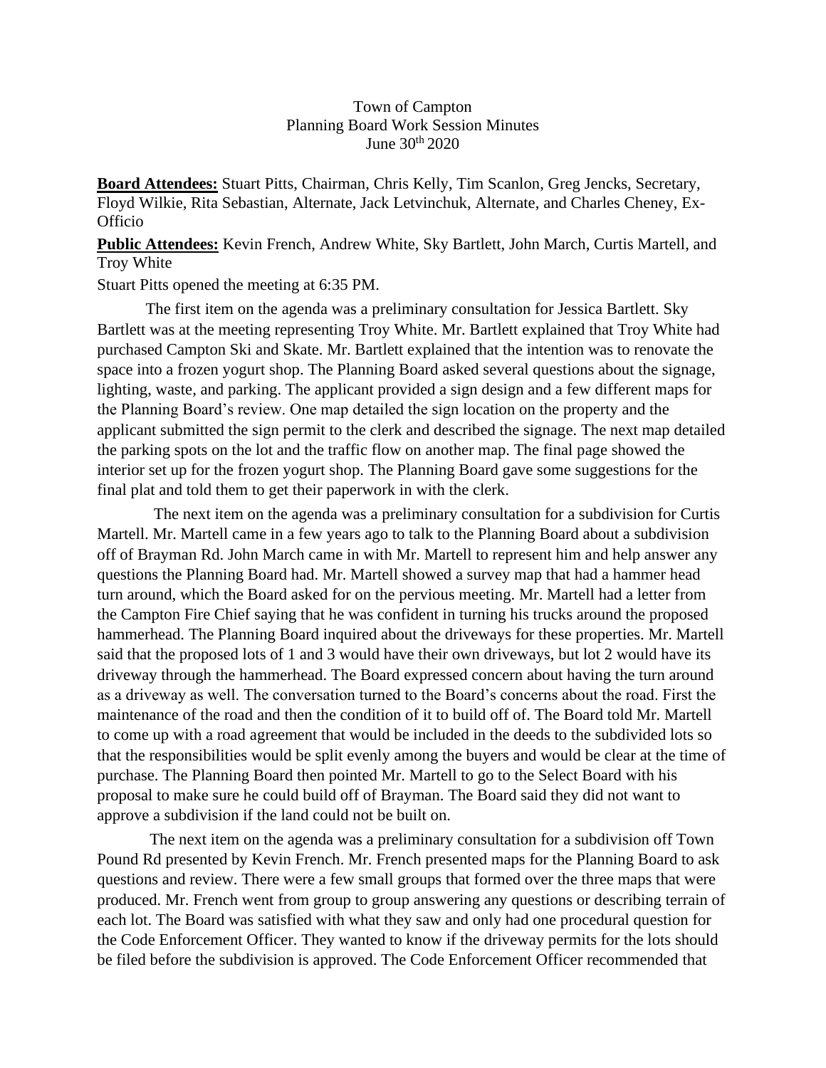Town of Campton
Planning Board Work Session Minutes
June 30th 2020

**Board Attendees:** Stuart Pitts, Chairman, Chris Kelly, Tim Scanlon, Greg Jencks, Secretary, Floyd Wilkie, Rita Sebastian, Alternate, Jack Letvinchuk, Alternate, and Charles Cheney, Ex-Officio

**Public Attendees:** Kevin French, Andrew White, Sky Bartlett, John March, Curtis Martell, and Troy White

Stuart Pitts opened the meeting at 6:35 PM.

The first item on the agenda was a preliminary consultation for Jessica Bartlett. Sky Bartlett was at the meeting representing Troy White. Mr. Bartlett explained that Troy White had purchased Campton Ski and Skate. Mr. Bartlett explained that the intention was to renovate the space into a frozen yogurt shop. The Planning Board asked several questions about the signage, lighting, waste, and parking. The applicant provided a sign design and a few different maps for the Planning Board's review. One map detailed the sign location on the property and the applicant submitted the sign permit to the clerk and described the signage. The next map detailed the parking spots on the lot and the traffic flow on another map. The final page showed the interior set up for the frozen yogurt shop. The Planning Board gave some suggestions for the final plat and told them to get their paperwork in with the clerk.

The next item on the agenda was a preliminary consultation for a subdivision for Curtis Martell. Mr. Martell came in a few years ago to talk to the Planning Board about a subdivision off of Brayman Rd. John March came in with Mr. Martell to represent him and help answer any questions the Planning Board had. Mr. Martell showed a survey map that had a hammer head turn around, which the Board asked for on the pervious meeting. Mr. Martell had a letter from the Campton Fire Chief saying that he was confident in turning his trucks around the proposed hammerhead. The Planning Board inquired about the driveways for these properties. Mr. Martell said that the proposed lots of 1 and 3 would have their own driveways, but lot 2 would have its driveway through the hammerhead. The Board expressed concern about having the turn around as a driveway as well. The conversation turned to the Board's concerns about the road. First the maintenance of the road and then the condition of it to build off of. The Board told Mr. Martell to come up with a road agreement that would be included in the deeds to the subdivided lots so that the responsibilities would be split evenly among the buyers and would be clear at the time of purchase. The Planning Board then pointed Mr. Martell to go to the Select Board with his proposal to make sure he could build off of Brayman. The Board said they did not want to approve a subdivision if the land could not be built on.

The next item on the agenda was a preliminary consultation for a subdivision off Town Pound Rd presented by Kevin French. Mr. French presented maps for the Planning Board to ask questions and review. There were a few small groups that formed over the three maps that were produced. Mr. French went from group to group answering any questions or describing terrain of each lot. The Board was satisfied with what they saw and only had one procedural question for the Code Enforcement Officer. They wanted to know if the driveway permits for the lots should be filed before the subdivision is approved. The Code Enforcement Officer recommended that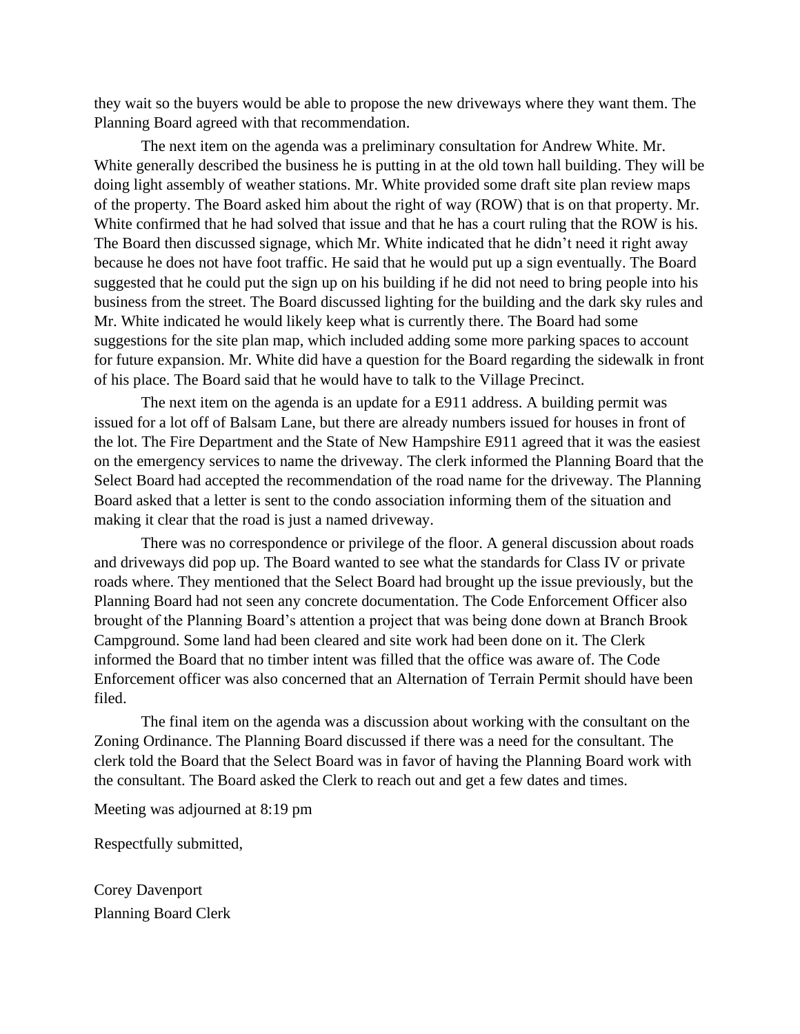they wait so the buyers would be able to propose the new driveways where they want them. The Planning Board agreed with that recommendation.

The next item on the agenda was a preliminary consultation for Andrew White. Mr. White generally described the business he is putting in at the old town hall building. They will be doing light assembly of weather stations. Mr. White provided some draft site plan review maps of the property. The Board asked him about the right of way (ROW) that is on that property. Mr. White confirmed that he had solved that issue and that he has a court ruling that the ROW is his. The Board then discussed signage, which Mr. White indicated that he didn't need it right away because he does not have foot traffic. He said that he would put up a sign eventually. The Board suggested that he could put the sign up on his building if he did not need to bring people into his business from the street. The Board discussed lighting for the building and the dark sky rules and Mr. White indicated he would likely keep what is currently there. The Board had some suggestions for the site plan map, which included adding some more parking spaces to account for future expansion. Mr. White did have a question for the Board regarding the sidewalk in front of his place. The Board said that he would have to talk to the Village Precinct.

The next item on the agenda is an update for a E911 address. A building permit was issued for a lot off of Balsam Lane, but there are already numbers issued for houses in front of the lot. The Fire Department and the State of New Hampshire E911 agreed that it was the easiest on the emergency services to name the driveway. The clerk informed the Planning Board that the Select Board had accepted the recommendation of the road name for the driveway. The Planning Board asked that a letter is sent to the condo association informing them of the situation and making it clear that the road is just a named driveway.

There was no correspondence or privilege of the floor. A general discussion about roads and driveways did pop up. The Board wanted to see what the standards for Class IV or private roads where. They mentioned that the Select Board had brought up the issue previously, but the Planning Board had not seen any concrete documentation. The Code Enforcement Officer also brought of the Planning Board's attention a project that was being done down at Branch Brook Campground. Some land had been cleared and site work had been done on it. The Clerk informed the Board that no timber intent was filled that the office was aware of. The Code Enforcement officer was also concerned that an Alternation of Terrain Permit should have been filed.

The final item on the agenda was a discussion about working with the consultant on the Zoning Ordinance. The Planning Board discussed if there was a need for the consultant. The clerk told the Board that the Select Board was in favor of having the Planning Board work with the consultant. The Board asked the Clerk to reach out and get a few dates and times.

Meeting was adjourned at 8:19 pm

Respectfully submitted,

Corey Davenport
Planning Board Clerk